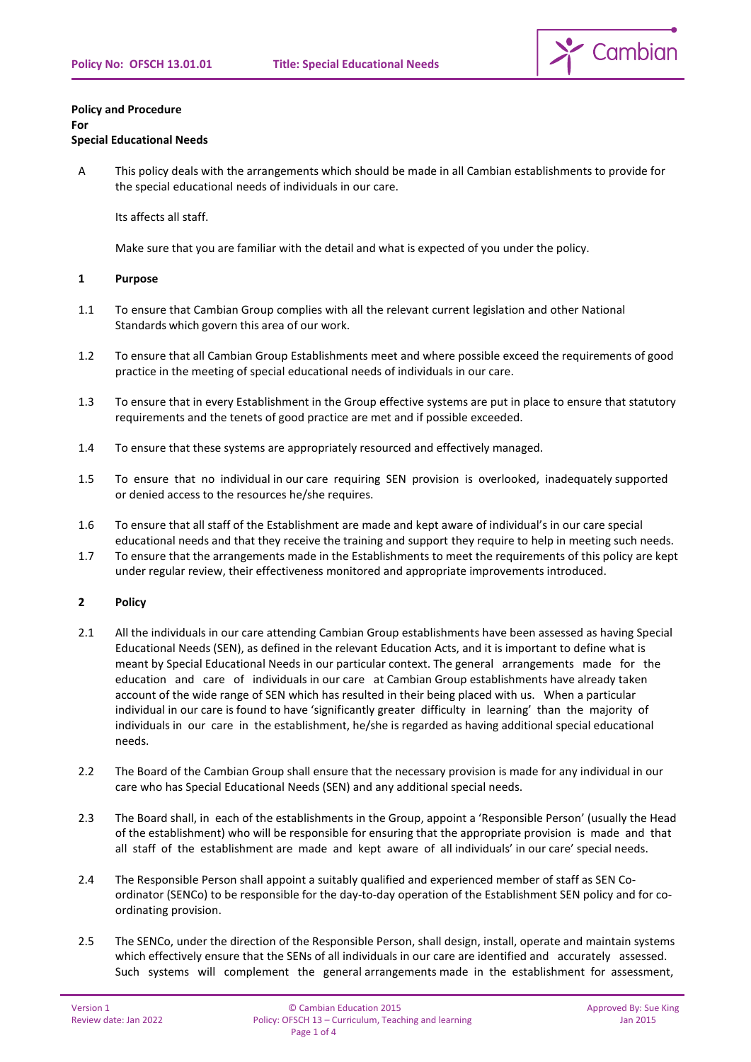**Policy and Procedure**
**For**
**Special Educational Needs**

A This policy deals with the arrangements which should be made in all Cambian establishments to provide for the special educational needs of individuals in our care.

Its affects all staff.

Make sure that you are familiar with the detail and what is expected of you under the policy.

**1 Purpose**

1.1 To ensure that Cambian Group complies with all the relevant current legislation and other National Standards which govern this area of our work.

1.2 To ensure that all Cambian Group Establishments meet and where possible exceed the requirements of good practice in the meeting of special educational needs of individuals in our care.

1.3 To ensure that in every Establishment in the Group effective systems are put in place to ensure that statutory requirements and the tenets of good practice are met and if possible exceeded.

1.4 To ensure that these systems are appropriately resourced and effectively managed.

1.5 To ensure that no individual in our care requiring SEN provision is overlooked, inadequately supported or denied access to the resources he/she requires.

1.6 To ensure that all staff of the Establishment are made and kept aware of individual's in our care special educational needs and that they receive the training and support they require to help in meeting such needs.

1.7 To ensure that the arrangements made in the Establishments to meet the requirements of this policy are kept under regular review, their effectiveness monitored and appropriate improvements introduced.

**2 Policy**

2.1 All the individuals in our care attending Cambian Group establishments have been assessed as having Special Educational Needs (SEN), as defined in the relevant Education Acts, and it is important to define what is meant by Special Educational Needs in our particular context. The general arrangements made for the education and care of individuals in our care at Cambian Group establishments have already taken account of the wide range of SEN which has resulted in their being placed with us. When a particular individual in our care is found to have 'significantly greater difficulty in learning' than the majority of individuals in our care in the establishment, he/she is regarded as having additional special educational needs.

2.2 The Board of the Cambian Group shall ensure that the necessary provision is made for any individual in our care who has Special Educational Needs (SEN) and any additional special needs.

2.3 The Board shall, in each of the establishments in the Group, appoint a 'Responsible Person' (usually the Head of the establishment) who will be responsible for ensuring that the appropriate provision is made and that all staff of the establishment are made and kept aware of all individuals' in our care' special needs.

2.4 The Responsible Person shall appoint a suitably qualified and experienced member of staff as SEN Co-ordinator (SENCo) to be responsible for the day-to-day operation of the Establishment SEN policy and for co-ordinating provision.

2.5 The SENCo, under the direction of the Responsible Person, shall design, install, operate and maintain systems which effectively ensure that the SENs of all individuals in our care are identified and accurately assessed. Such systems will complement the general arrangements made in the establishment for assessment,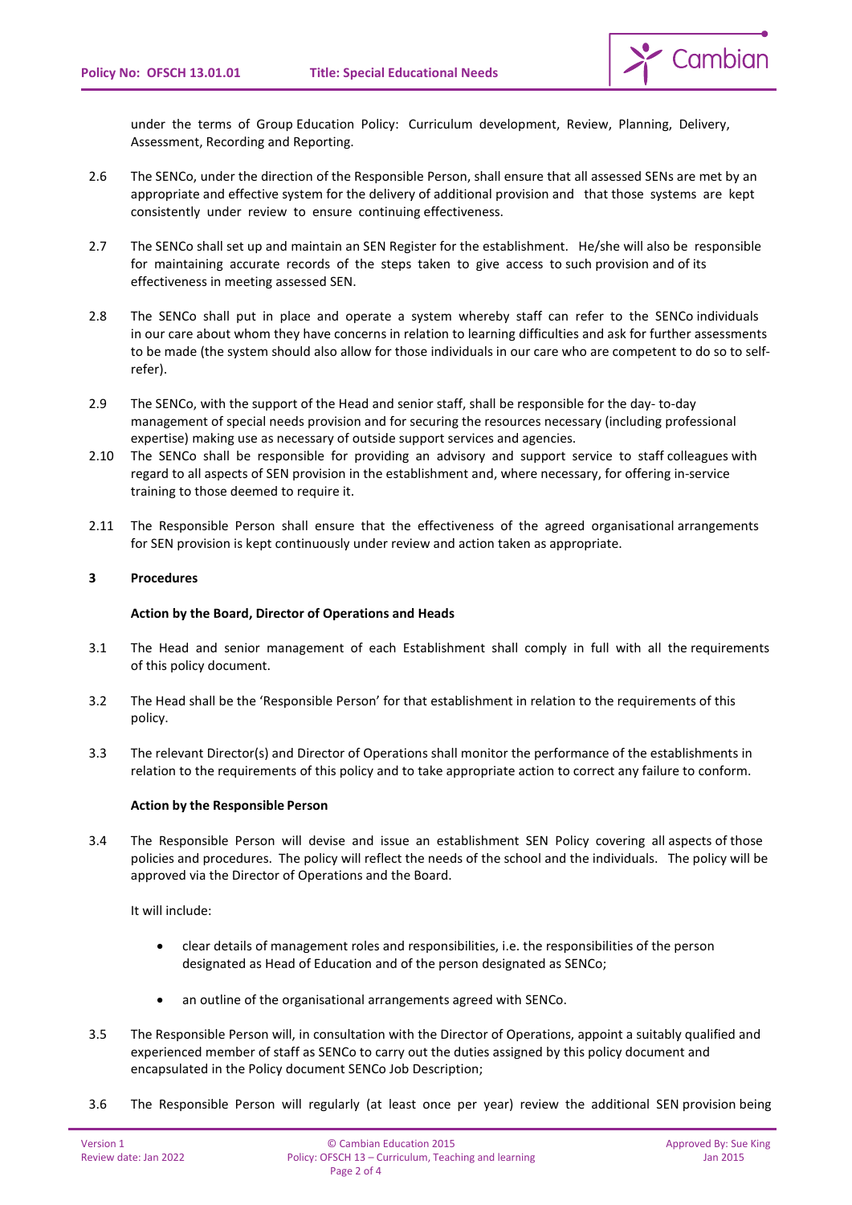under the terms of Group Education Policy: Curriculum development, Review, Planning, Delivery, Assessment, Recording and Reporting.

2.6 The SENCo, under the direction of the Responsible Person, shall ensure that all assessed SENs are met by an appropriate and effective system for the delivery of additional provision and that those systems are kept consistently under review to ensure continuing effectiveness.

2.7 The SENCo shall set up and maintain an SEN Register for the establishment. He/she will also be responsible for maintaining accurate records of the steps taken to give access to such provision and of its effectiveness in meeting assessed SEN.

2.8 The SENCo shall put in place and operate a system whereby staff can refer to the SENCo individuals in our care about whom they have concerns in relation to learning difficulties and ask for further assessments to be made (the system should also allow for those individuals in our care who are competent to do so to self-refer).

2.9 The SENCo, with the support of the Head and senior staff, shall be responsible for the day- to-day management of special needs provision and for securing the resources necessary (including professional expertise) making use as necessary of outside support services and agencies.

2.10 The SENCo shall be responsible for providing an advisory and support service to staff colleagues with regard to all aspects of SEN provision in the establishment and, where necessary, for offering in-service training to those deemed to require it.

2.11 The Responsible Person shall ensure that the effectiveness of the agreed organisational arrangements for SEN provision is kept continuously under review and action taken as appropriate.

## 3 Procedures

**Action by the Board, Director of Operations and Heads**

3.1 The Head and senior management of each Establishment shall comply in full with all the requirements of this policy document.

3.2 The Head shall be the 'Responsible Person' for that establishment in relation to the requirements of this policy.

3.3 The relevant Director(s) and Director of Operations shall monitor the performance of the establishments in relation to the requirements of this policy and to take appropriate action to correct any failure to conform.

**Action by the Responsible Person**

3.4 The Responsible Person will devise and issue an establishment SEN Policy covering all aspects of those policies and procedures. The policy will reflect the needs of the school and the individuals. The policy will be approved via the Director of Operations and the Board.

It will include:

- clear details of management roles and responsibilities, i.e. the responsibilities of the person designated as Head of Education and of the person designated as SENCo;
- an outline of the organisational arrangements agreed with SENCo.

3.5 The Responsible Person will, in consultation with the Director of Operations, appoint a suitably qualified and experienced member of staff as SENCo to carry out the duties assigned by this policy document and encapsulated in the Policy document SENCo Job Description;

3.6 The Responsible Person will regularly (at least once per year) review the additional SEN provision being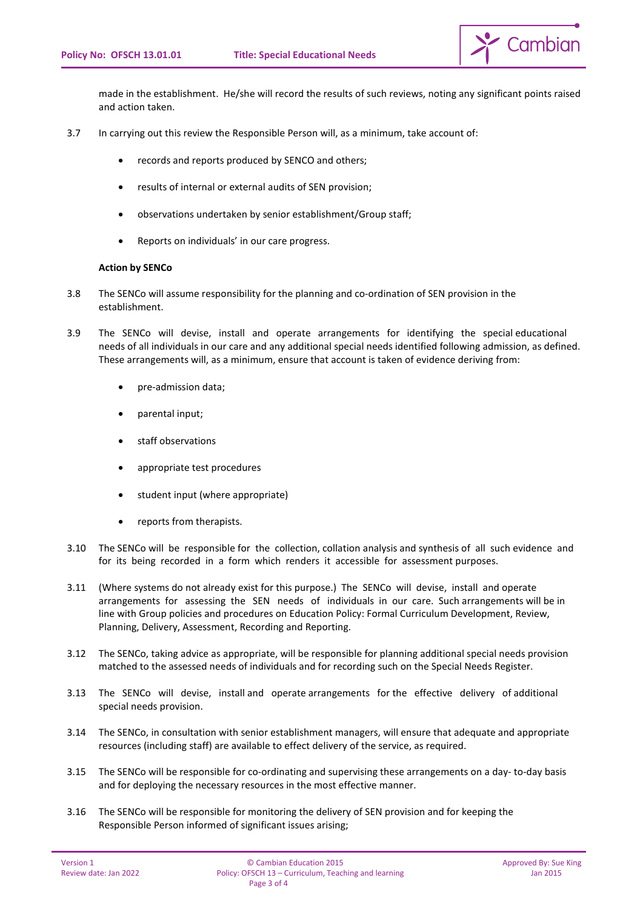made in the establishment. He/she will record the results of such reviews, noting any significant points raised and action taken.

3.7 In carrying out this review the Responsible Person will, as a minimum, take account of:

- records and reports produced by SENCO and others;
- results of internal or external audits of SEN provision;
- observations undertaken by senior establishment/Group staff;
- Reports on individuals' in our care progress.

**Action by SENCo**

3.8 The SENCo will assume responsibility for the planning and co-ordination of SEN provision in the establishment.

3.9 The SENCo will devise, install and operate arrangements for identifying the special educational needs of all individuals in our care and any additional special needs identified following admission, as defined. These arrangements will, as a minimum, ensure that account is taken of evidence deriving from:

- pre-admission data;
- parental input;
- staff observations
- appropriate test procedures
- student input (where appropriate)
- reports from therapists.

3.10 The SENCo will be responsible for the collection, collation analysis and synthesis of all such evidence and for its being recorded in a form which renders it accessible for assessment purposes.

3.11 (Where systems do not already exist for this purpose.) The SENCo will devise, install and operate arrangements for assessing the SEN needs of individuals in our care. Such arrangements will be in line with Group policies and procedures on Education Policy: Formal Curriculum Development, Review, Planning, Delivery, Assessment, Recording and Reporting.

3.12 The SENCo, taking advice as appropriate, will be responsible for planning additional special needs provision matched to the assessed needs of individuals and for recording such on the Special Needs Register.

3.13 The SENCo will devise, install and operate arrangements for the effective delivery of additional special needs provision.

3.14 The SENCo, in consultation with senior establishment managers, will ensure that adequate and appropriate resources (including staff) are available to effect delivery of the service, as required.

3.15 The SENCo will be responsible for co-ordinating and supervising these arrangements on a day- to-day basis and for deploying the necessary resources in the most effective manner.

3.16 The SENCo will be responsible for monitoring the delivery of SEN provision and for keeping the Responsible Person informed of significant issues arising;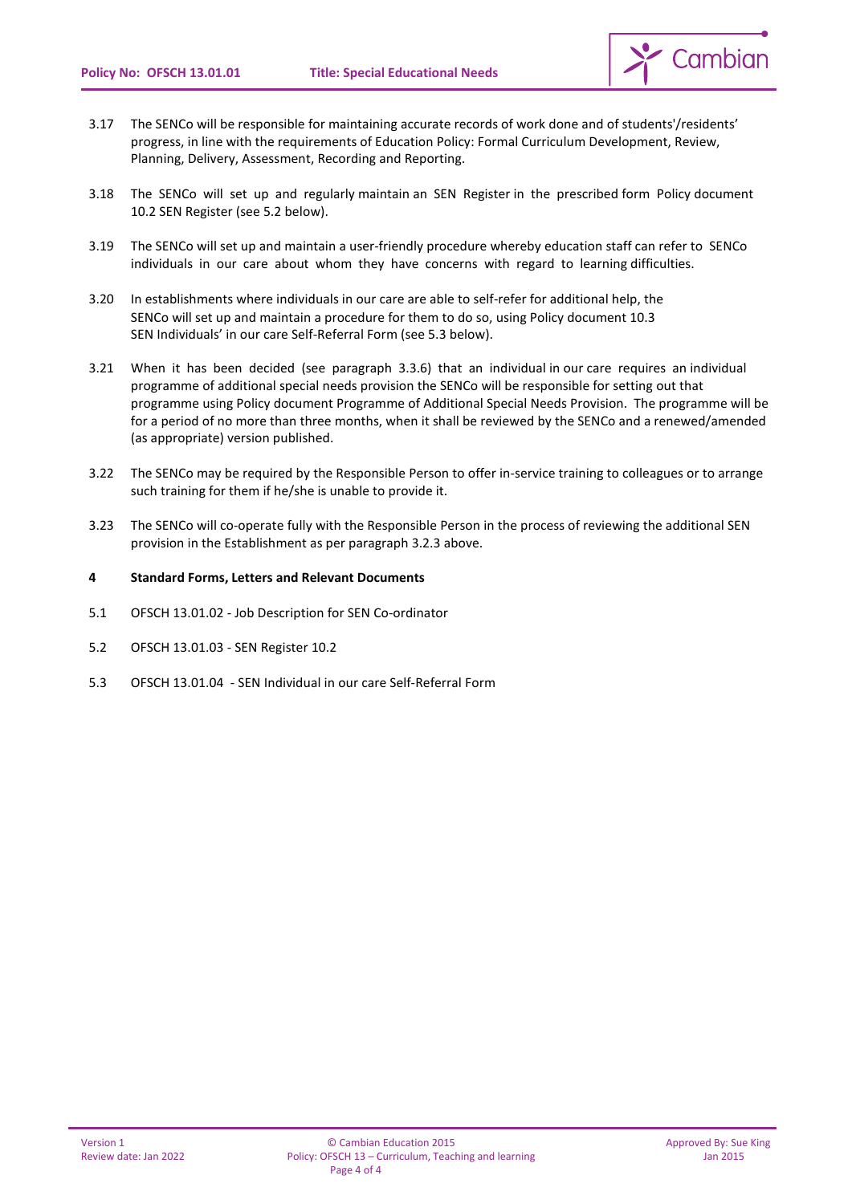3.17 The SENCo will be responsible for maintaining accurate records of work done and of students'/residents' progress, in line with the requirements of Education Policy: Formal Curriculum Development, Review, Planning, Delivery, Assessment, Recording and Reporting.

3.18 The SENCo will set up and regularly maintain an SEN Register in the prescribed form Policy document 10.2 SEN Register (see 5.2 below).

3.19 The SENCo will set up and maintain a user-friendly procedure whereby education staff can refer to SENCo individuals in our care about whom they have concerns with regard to learning difficulties.

3.20 In establishments where individuals in our care are able to self-refer for additional help, the SENCo will set up and maintain a procedure for them to do so, using Policy document 10.3 SEN Individuals' in our care Self-Referral Form (see 5.3 below).

3.21 When it has been decided (see paragraph 3.3.6) that an individual in our care requires an individual programme of additional special needs provision the SENCo will be responsible for setting out that programme using Policy document Programme of Additional Special Needs Provision. The programme will be for a period of no more than three months, when it shall be reviewed by the SENCo and a renewed/amended (as appropriate) version published.

3.22 The SENCo may be required by the Responsible Person to offer in-service training to colleagues or to arrange such training for them if he/she is unable to provide it.

3.23 The SENCo will co-operate fully with the Responsible Person in the process of reviewing the additional SEN provision in the Establishment as per paragraph 3.2.3 above.

**4 Standard Forms, Letters and Relevant Documents**

5.1 OFSCH 13.01.02 - Job Description for SEN Co-ordinator

5.2 OFSCH 13.01.03 - SEN Register 10.2

5.3 OFSCH 13.01.04 - SEN Individual in our care Self-Referral Form